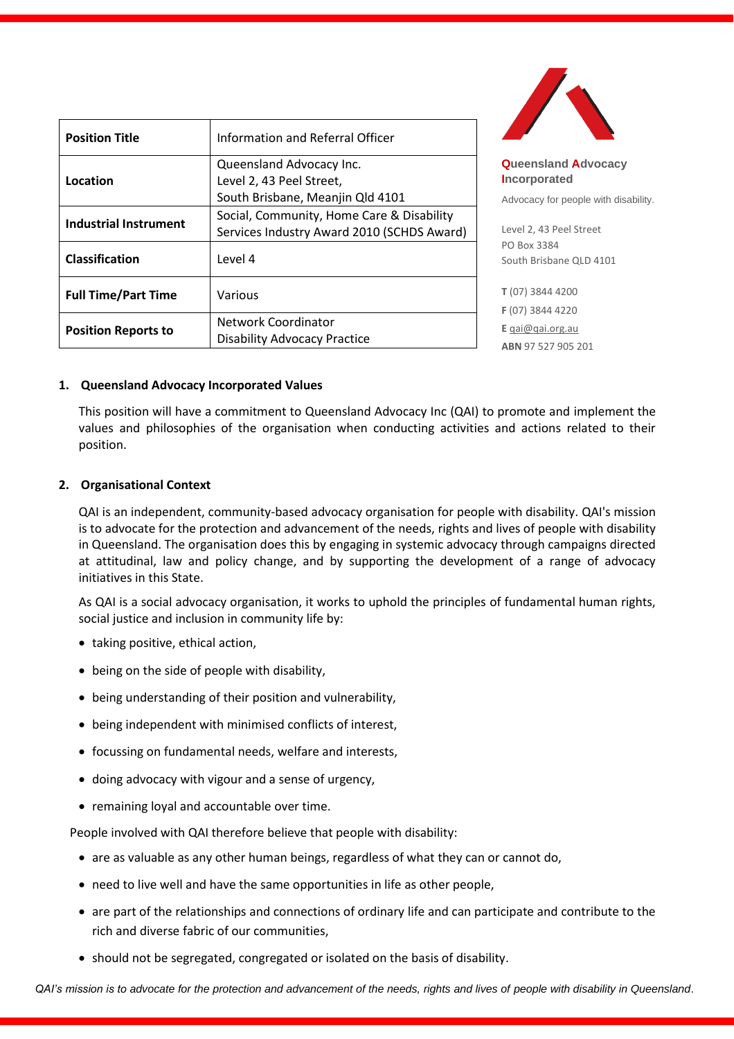| Position Title | Information and Referral Officer |
| --- | --- |
| Location | Queensland Advocacy Inc.<br>Level 2, 43 Peel Street,<br>South Brisbane, Meanjin Qld 4101 |
| Industrial Instrument | Social, Community, Home Care & Disability Services Industry Award 2010 (SCHDS Award) |
| Classification | Level 4 |
| Full Time/Part Time | Various |
| Position Reports to | Network Coordinator<br>Disability Advocacy Practice |

**Queensland Advocacy Incorporated**

Advocacy for people with disability.

Level 2, 43 Peel Street
PO Box 3384
South Brisbane QLD 4101

**T** (07) 3844 4200
**F** (07) 3844 4220
**E** qai@qai.org.au
**ABN** 97 527 905 201

## 1. Queensland Advocacy Incorporated Values

This position will have a commitment to Queensland Advocacy Inc (QAI) to promote and implement the values and philosophies of the organisation when conducting activities and actions related to their position.

## 2. Organisational Context

QAI is an independent, community-based advocacy organisation for people with disability. QAI's mission is to advocate for the protection and advancement of the needs, rights and lives of people with disability in Queensland. The organisation does this by engaging in systemic advocacy through campaigns directed at attitudinal, law and policy change, and by supporting the development of a range of advocacy initiatives in this State.

As QAI is a social advocacy organisation, it works to uphold the principles of fundamental human rights, social justice and inclusion in community life by:

- taking positive, ethical action,
- being on the side of people with disability,
- being understanding of their position and vulnerability,
- being independent with minimised conflicts of interest,
- focussing on fundamental needs, welfare and interests,
- doing advocacy with vigour and a sense of urgency,
- remaining loyal and accountable over time.

People involved with QAI therefore believe that people with disability:

- are as valuable as any other human beings, regardless of what they can or cannot do,
- need to live well and have the same opportunities in life as other people,
- are part of the relationships and connections of ordinary life and can participate and contribute to the rich and diverse fabric of our communities,
- should not be segregated, congregated or isolated on the basis of disability.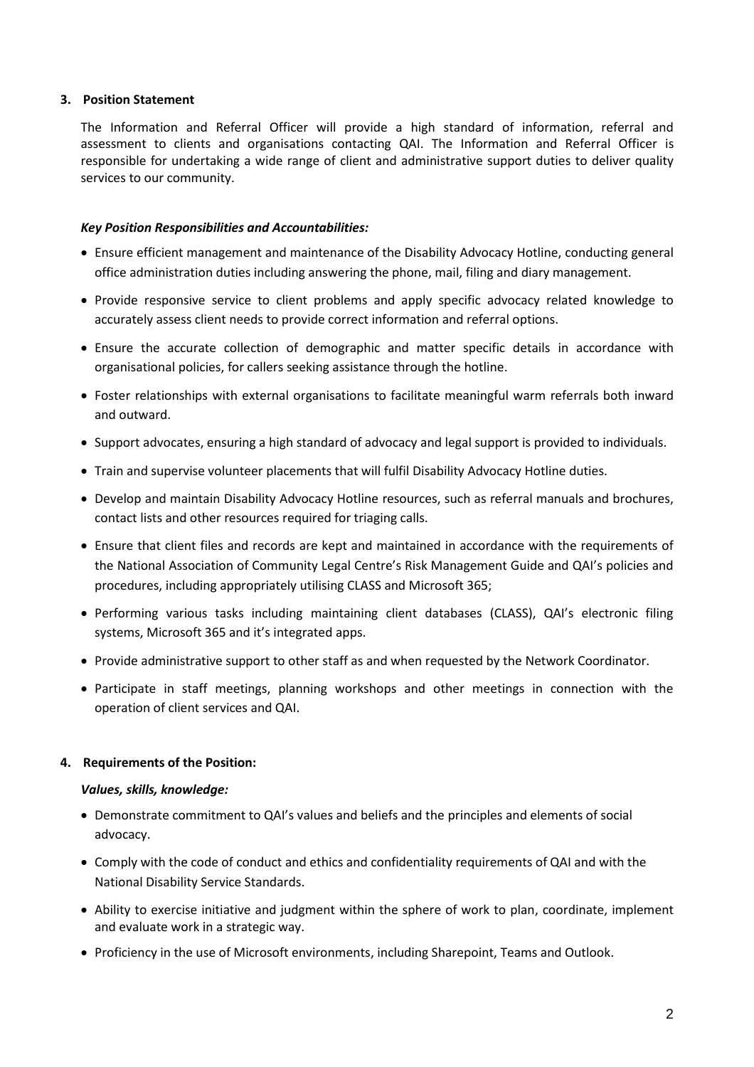## 3. Position Statement

The Information and Referral Officer will provide a high standard of information, referral and assessment to clients and organisations contacting QAI. The Information and Referral Officer is responsible for undertaking a wide range of client and administrative support duties to deliver quality services to our community.

***Key Position Responsibilities and Accountabilities:***

- Ensure efficient management and maintenance of the Disability Advocacy Hotline, conducting general office administration duties including answering the phone, mail, filing and diary management.
- Provide responsive service to client problems and apply specific advocacy related knowledge to accurately assess client needs to provide correct information and referral options.
- Ensure the accurate collection of demographic and matter specific details in accordance with organisational policies, for callers seeking assistance through the hotline.
- Foster relationships with external organisations to facilitate meaningful warm referrals both inward and outward.
- Support advocates, ensuring a high standard of advocacy and legal support is provided to individuals.
- Train and supervise volunteer placements that will fulfil Disability Advocacy Hotline duties.
- Develop and maintain Disability Advocacy Hotline resources, such as referral manuals and brochures, contact lists and other resources required for triaging calls.
- Ensure that client files and records are kept and maintained in accordance with the requirements of the National Association of Community Legal Centre's Risk Management Guide and QAI's policies and procedures, including appropriately utilising CLASS and Microsoft 365;
- Performing various tasks including maintaining client databases (CLASS), QAI's electronic filing systems, Microsoft 365 and it's integrated apps.
- Provide administrative support to other staff as and when requested by the Network Coordinator.
- Participate in staff meetings, planning workshops and other meetings in connection with the operation of client services and QAI.

## 4. Requirements of the Position:

***Values, skills, knowledge:***

- Demonstrate commitment to QAI's values and beliefs and the principles and elements of social advocacy.
- Comply with the code of conduct and ethics and confidentiality requirements of QAI and with the National Disability Service Standards.
- Ability to exercise initiative and judgment within the sphere of work to plan, coordinate, implement and evaluate work in a strategic way.
- Proficiency in the use of Microsoft environments, including Sharepoint, Teams and Outlook.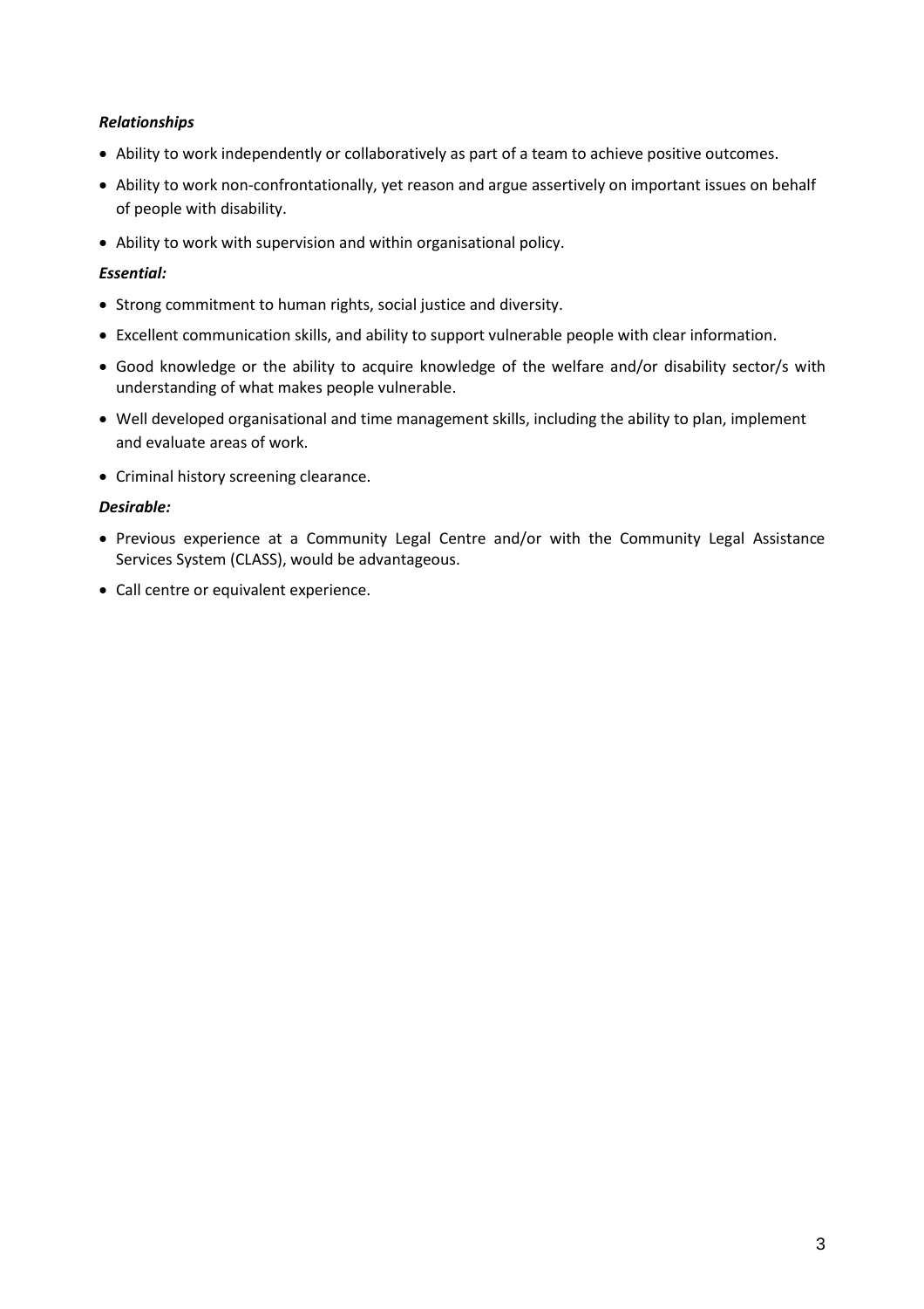***Relationships***

- Ability to work independently or collaboratively as part of a team to achieve positive outcomes.
- Ability to work non-confrontationally, yet reason and argue assertively on important issues on behalf of people with disability.
- Ability to work with supervision and within organisational policy.

***Essential:***

- Strong commitment to human rights, social justice and diversity.
- Excellent communication skills, and ability to support vulnerable people with clear information.
- Good knowledge or the ability to acquire knowledge of the welfare and/or disability sector/s with understanding of what makes people vulnerable.
- Well developed organisational and time management skills, including the ability to plan, implement and evaluate areas of work.
- Criminal history screening clearance.

***Desirable:***

- Previous experience at a Community Legal Centre and/or with the Community Legal Assistance Services System (CLASS), would be advantageous.
- Call centre or equivalent experience.